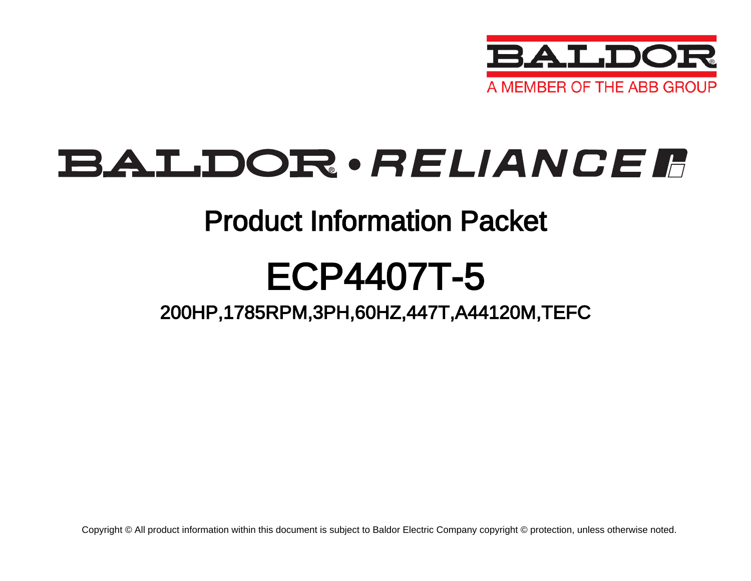BALDOR

A MEMBER OF THE ABB GROUP

# BALDOR • RELIANCE

## Product Information Packet

# ECP4407T-5

### 200HP,1785RPM,3PH,60HZ,447T,A44120M,TEFC

Copyright © All product information within this document is subject to Baldor Electric Company copyright © protection, unless otherwise noted.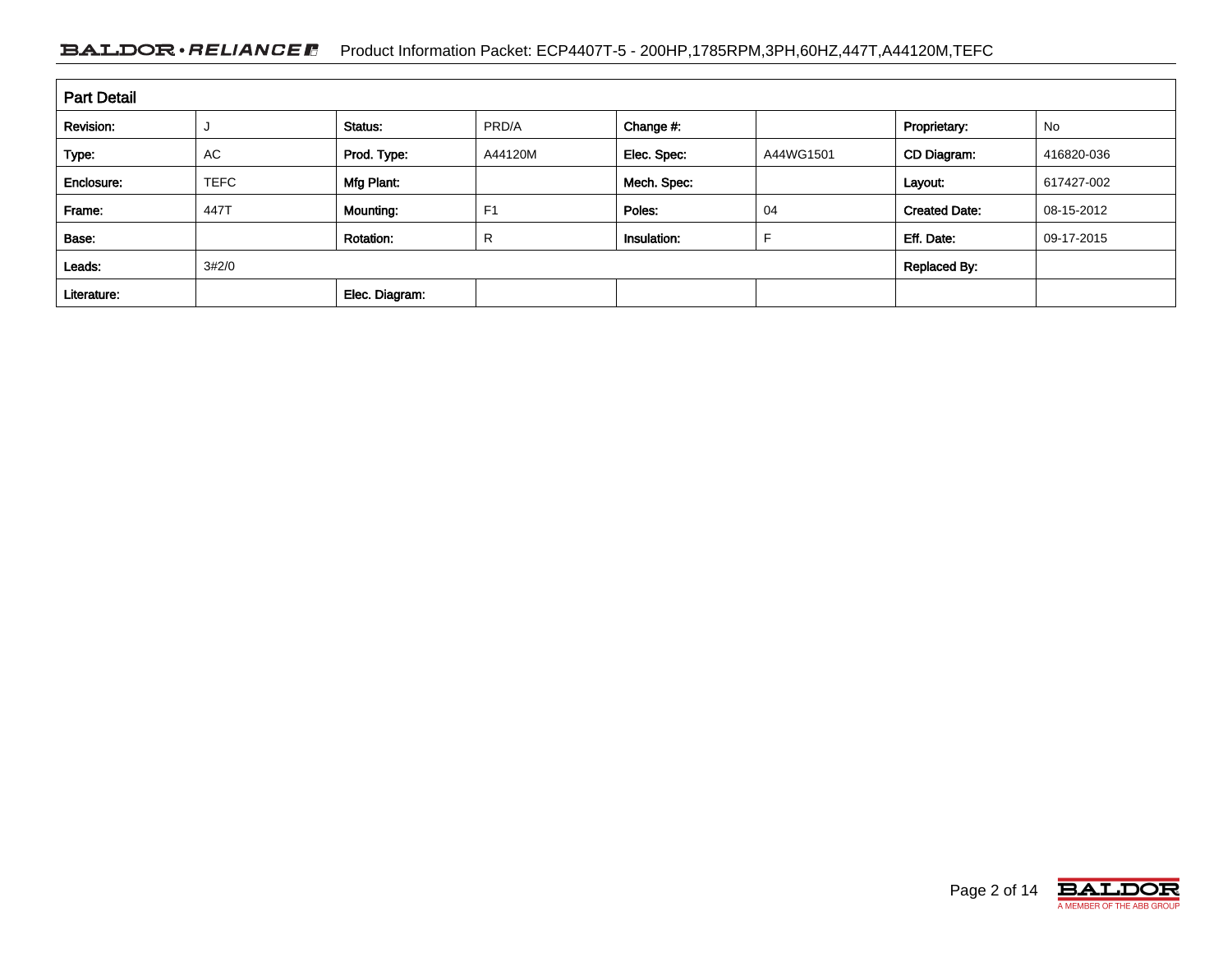## Part Detail

| Revision: | J | Status: | PRD/A | Change #: | | Proprietary: | No |
|---|---|---|---|---|---|---|---|
| Type: | AC | Prod. Type: | A44120M | Elec. Spec: | A44WG1501 | CD Diagram: | 416820-036 |
| Enclosure: | TEFC | Mfg Plant: | | Mech. Spec: | | Layout: | 617427-002 |
| Frame: | 447T | Mounting: | F1 | Poles: | 04 | Created Date: | 08-15-2012 |
| Base: | | Rotation: | R | Insulation: | F | Eff. Date: | 09-17-2015 |
| Leads: | 3#2/0 | | | | | Replaced By: | |
| Literature: | | Elec. Diagram: | | | | | |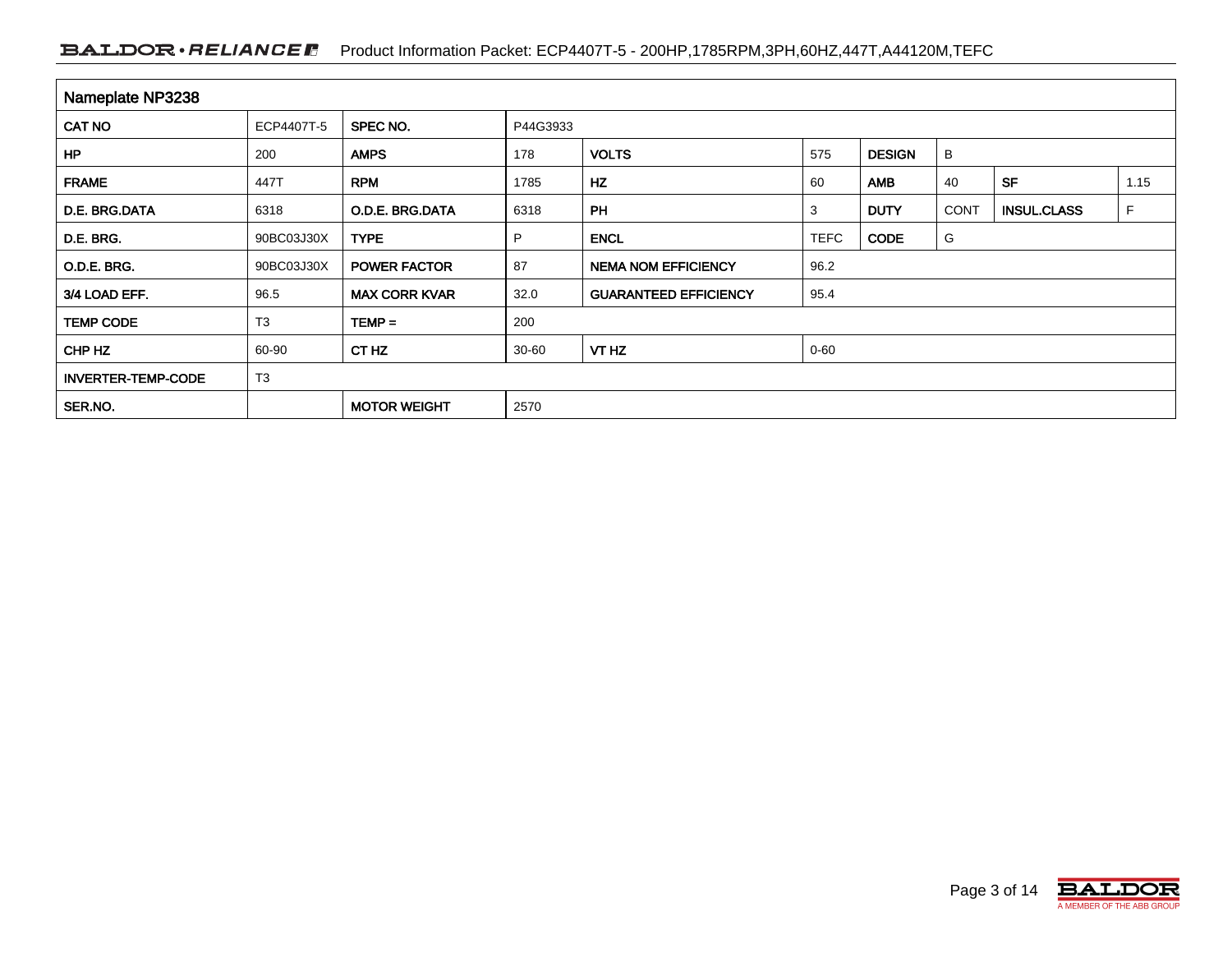## Nameplate NP3238

| CAT NO | ECP4407T-5 | SPEC NO. | P44G3933 | | | | | | |
|---|---|---|---|---|---|---|---|---|---|
| HP | 200 | AMPS | 178 | VOLTS | 575 | DESIGN | B | | |
| FRAME | 447T | RPM | 1785 | HZ | 60 | AMB | 40 | SF | 1.15 |
| D.E. BRG.DATA | 6318 | O.D.E. BRG.DATA | 6318 | PH | 3 | DUTY | CONT | INSUL.CLASS | F |
| D.E. BRG. | 90BC03J30X | TYPE | P | ENCL | TEFC | CODE | G | | |
| O.D.E. BRG. | 90BC03J30X | POWER FACTOR | 87 | NEMA NOM EFFICIENCY | 96.2 | | | | |
| 3/4 LOAD EFF. | 96.5 | MAX CORR KVAR | 32.0 | GUARANTEED EFFICIENCY | 95.4 | | | | |
| TEMP CODE | T3 | TEMP = | 200 | | | | | | |
| CHP HZ | 60-90 | CT HZ | 30-60 | VT HZ | 0-60 | | | | |
| INVERTER-TEMP-CODE | T3 | | | | | | | | |
| SER.NO. | | MOTOR WEIGHT | 2570 | | | | | | |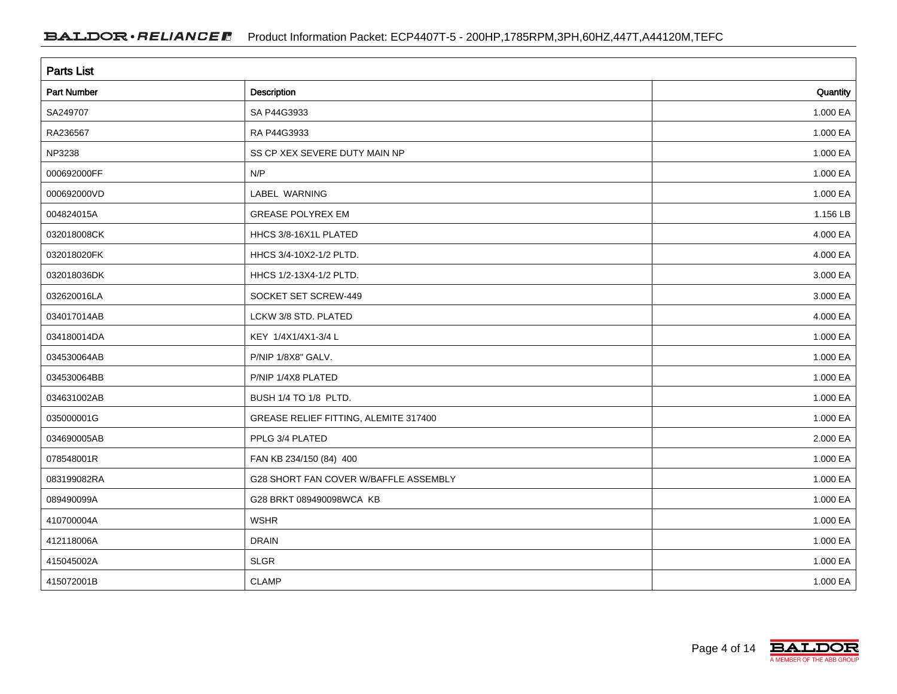## Parts List

| Part Number | Description | Quantity |
|---|---|---|
| SA249707 | SA P44G3933 | 1.000 EA |
| RA236567 | RA P44G3933 | 1.000 EA |
| NP3238 | SS CP XEX SEVERE DUTY MAIN NP | 1.000 EA |
| 000692000FF | N/P | 1.000 EA |
| 000692000VD | LABEL WARNING | 1.000 EA |
| 004824015A | GREASE POLYREX EM | 1.156 LB |
| 032018008CK | HHCS 3/8-16X1L PLATED | 4.000 EA |
| 032018020FK | HHCS 3/4-10X2-1/2 PLTD. | 4.000 EA |
| 032018036DK | HHCS 1/2-13X4-1/2 PLTD. | 3.000 EA |
| 032620016LA | SOCKET SET SCREW-449 | 3.000 EA |
| 034017014AB | LCKW 3/8 STD. PLATED | 4.000 EA |
| 034180014DA | KEY 1/4X1/4X1-3/4 L | 1.000 EA |
| 034530064AB | P/NIP 1/8X8" GALV. | 1.000 EA |
| 034530064BB | P/NIP 1/4X8 PLATED | 1.000 EA |
| 034631002AB | BUSH 1/4 TO 1/8 PLTD. | 1.000 EA |
| 035000001G | GREASE RELIEF FITTING, ALEMITE 317400 | 1.000 EA |
| 034690005AB | PPLG 3/4 PLATED | 2.000 EA |
| 078548001R | FAN KB 234/150 (84) 400 | 1.000 EA |
| 083199082RA | G28 SHORT FAN COVER W/BAFFLE ASSEMBLY | 1.000 EA |
| 089490099A | G28 BRKT 089490098WCA KB | 1.000 EA |
| 410700004A | WSHR | 1.000 EA |
| 412118006A | DRAIN | 1.000 EA |
| 415045002A | SLGR | 1.000 EA |
| 415072001B | CLAMP | 1.000 EA |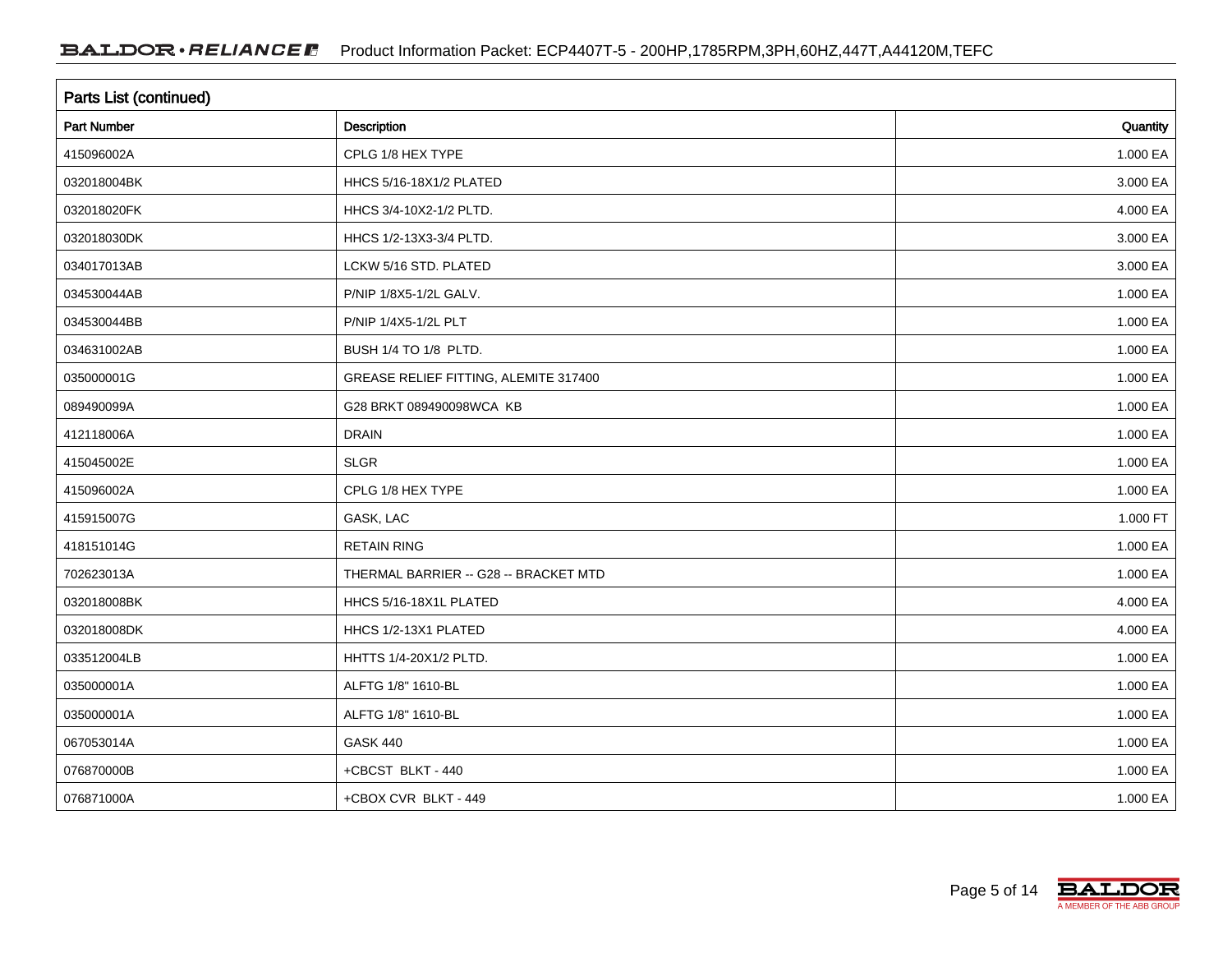## Parts List (continued)

| Part Number | Description | Quantity |
|---|---|---|
| 415096002A | CPLG 1/8 HEX TYPE | 1.000 EA |
| 032018004BK | HHCS 5/16-18X1/2 PLATED | 3.000 EA |
| 032018020FK | HHCS 3/4-10X2-1/2 PLTD. | 4.000 EA |
| 032018030DK | HHCS 1/2-13X3-3/4 PLTD. | 3.000 EA |
| 034017013AB | LCKW 5/16 STD. PLATED | 3.000 EA |
| 034530044AB | P/NIP 1/8X5-1/2L GALV. | 1.000 EA |
| 034530044BB | P/NIP 1/4X5-1/2L PLT | 1.000 EA |
| 034631002AB | BUSH 1/4 TO 1/8 PLTD. | 1.000 EA |
| 035000001G | GREASE RELIEF FITTING, ALEMITE 317400 | 1.000 EA |
| 089490099A | G28 BRKT 089490098WCA KB | 1.000 EA |
| 412118006A | DRAIN | 1.000 EA |
| 415045002E | SLGR | 1.000 EA |
| 415096002A | CPLG 1/8 HEX TYPE | 1.000 EA |
| 415915007G | GASK, LAC | 1.000 FT |
| 418151014G | RETAIN RING | 1.000 EA |
| 702623013A | THERMAL BARRIER -- G28 -- BRACKET MTD | 1.000 EA |
| 032018008BK | HHCS 5/16-18X1L PLATED | 4.000 EA |
| 032018008DK | HHCS 1/2-13X1 PLATED | 4.000 EA |
| 033512004LB | HHTTS 1/4-20X1/2 PLTD. | 1.000 EA |
| 035000001A | ALFTG 1/8" 1610-BL | 1.000 EA |
| 035000001A | ALFTG 1/8" 1610-BL | 1.000 EA |
| 067053014A | GASK 440 | 1.000 EA |
| 076870000B | +CBCST BLKT - 440 | 1.000 EA |
| 076871000A | +CBOX CVR BLKT - 449 | 1.000 EA |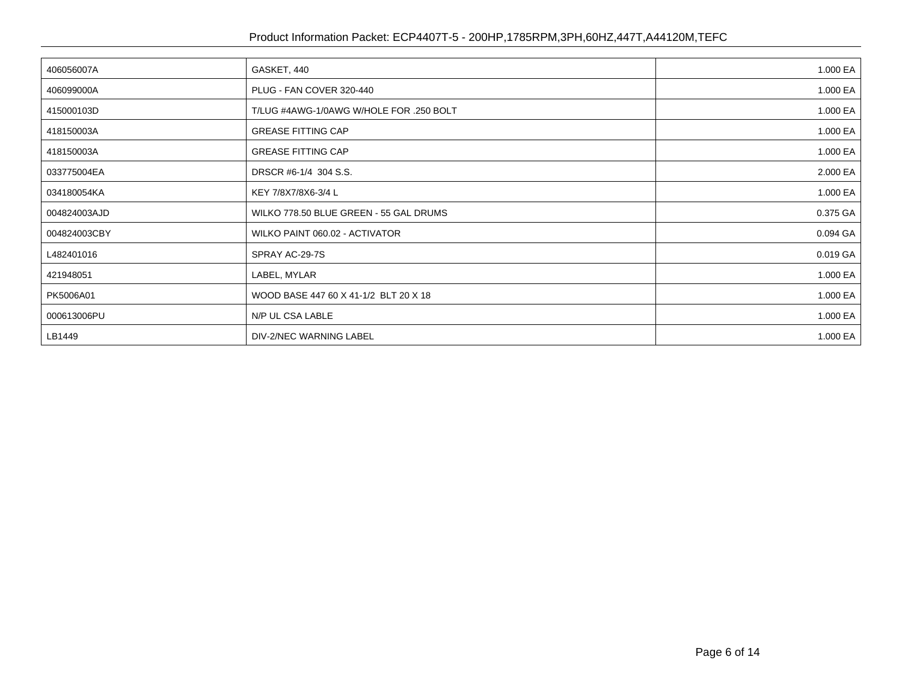| | | |
|---|---|---|
| 406056007A | GASKET, 440 | 1.000 EA |
| 406099000A | PLUG - FAN COVER 320-440 | 1.000 EA |
| 415000103D | T/LUG #4AWG-1/0AWG W/HOLE FOR .250 BOLT | 1.000 EA |
| 418150003A | GREASE FITTING CAP | 1.000 EA |
| 418150003A | GREASE FITTING CAP | 1.000 EA |
| 033775004EA | DRSCR #6-1/4 304 S.S. | 2.000 EA |
| 034180054KA | KEY 7/8X7/8X6-3/4 L | 1.000 EA |
| 004824003AJD | WILKO 778.50 BLUE GREEN - 55 GAL DRUMS | 0.375 GA |
| 004824003CBY | WILKO PAINT 060.02 - ACTIVATOR | 0.094 GA |
| L482401016 | SPRAY AC-29-7S | 0.019 GA |
| 421948051 | LABEL, MYLAR | 1.000 EA |
| PK5006A01 | WOOD BASE 447 60 X 41-1/2 BLT 20 X 18 | 1.000 EA |
| 000613006PU | N/P UL CSA LABLE | 1.000 EA |
| LB1449 | DIV-2/NEC WARNING LABEL | 1.000 EA |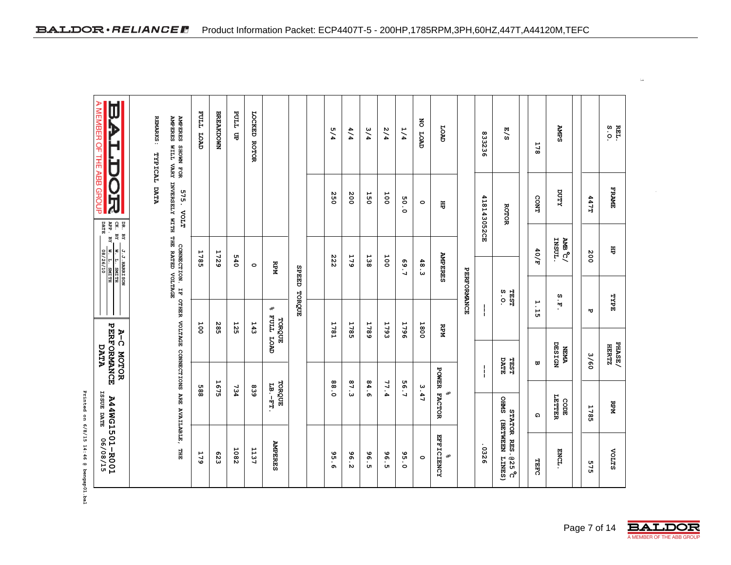# A-C MOTOR PERFORMANCE DATA

| REL. S.O. | FRAME | HP | TYPE | PHASE/ HERTZ | RPM | VOLTS |
|---|---|---|---|---|---|---|
| | 447T | 200 | P | 3/60 | 1785 | 575 |

| AMPS | DUTY | AMB °C/ INSUL. | S.F. | NEMA DESIGN | CODE LETTER | ENCL. |
|---|---|---|---|---|---|---|
| 178 | CONT | 40/F | 1.15 | B | G | TEFC |

| E/S | ROTOR | TEST S.O. | TEST DATE | STATOR RES.@25°C OHMS (BETWEEN LINES) |
|---|---|---|---|---|
| 833236 | 418143052CE | --- | --- | .0326 |

## PERFORMANCE

| LOAD | HP | AMPERES | RPM | % POWER FACTOR | % EFFICIENCY |
|---|---|---|---|---|---|
| NO LOAD | 0 | 48.3 | 1800 | 3.47 | 0 |
| 1/4 | 50.0 | 69.7 | 1796 | 56.7 | 95.0 |
| 2/4 | 100 | 100 | 1793 | 77.4 | 96.5 |
| 3/4 | 150 | 138 | 1789 | 84.6 | 96.5 |
| 4/4 | 200 | 179 | 1785 | 87.3 | 96.2 |
| 5/4 | 250 | 222 | 1781 | 88.0 | 95.6 |

## SPEED TORQUE

| | RPM | TORQUE % FULL LOAD | TORQUE LB.-FT. | AMPERES |
|---|---|---|---|---|
| LOCKED ROTOR | 0 | 143 | 839 | 1137 |
| PULL UP | 540 | 125 | 734 | 1082 |
| BREAKDOWN | 1729 | 285 | 1675 | 623 |
| FULL LOAD | 1785 | 100 | 588 | 179 |

AMPERES SHOWN FOR 575. VOLT CONNECTION. IF OTHER VOLTAGE CONNECTIONS ARE AVAILABLE, THE AMPERES WILL VARY INVERSELY WITH THE RATED VOLTAGE

REMARKS: TYPICAL DATA

BALDOR — A MEMBER OF THE ABB GROUP

DR. BY J.J.HARRISON
CK. BY W. L. SMITH
APP BY W. L. SMITH
DATE 08/26/10

A-C MOTOR PERFORMANCE DATA — A44WG1501-R001
ISSUE DATE 06/08/15

Printed on 6/8/15 14:46 @ bengap01.bal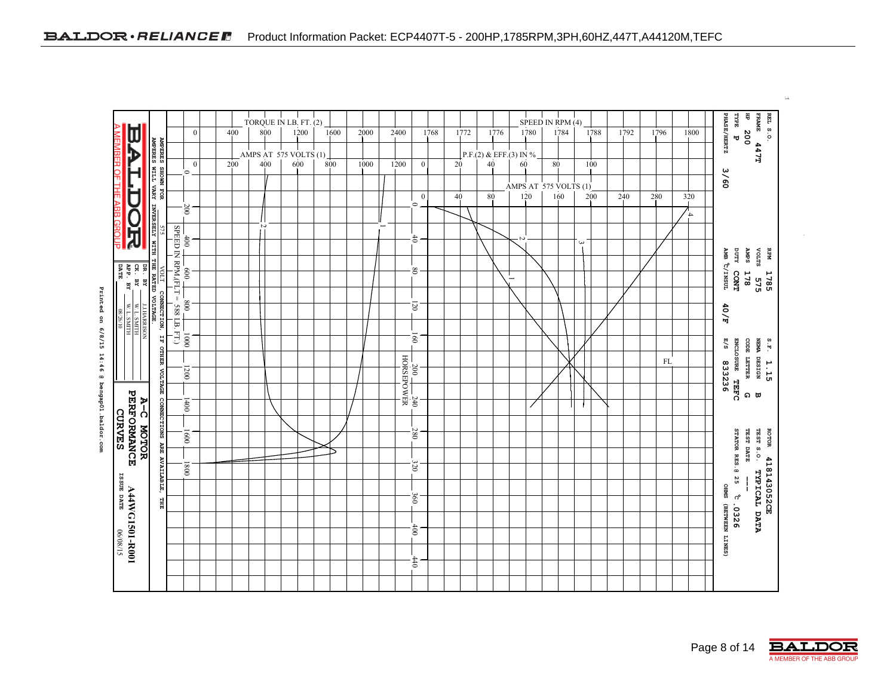Product Information Packet: ECP4407T-5 - 200HP,1785RPM,3PH,60HZ,447T,A44120M,TEFC

| | | | |
|---|---|---|---|
| REL S.O. | | | |
| FRAME 447T | RPM 1785 | S.F. 1.15 | ROTOR 418143052CE |
| HP 200 | VOLTS 575 | NEMA DESIGN B | TEST S.O. TYPICAL DATA |
| TYPE P | AMPS 178 | CODE LETTER G | TEST DATE --- |
| PHASE/HERTZ 3/60 | DUTY CONT | ENCLOSURE TEFC | STATOR RES.@ 25 °C .0326 OHMS (BETWEEN LINES) |
| | AMB °C/INSUL 40/F | E/S 833236 | |

TORQUE IN LB. FT. (2): 0, 400, 800, 1200, 1600, 2000, 2400

AMPS AT 575 VOLTS (1): 0, 200, 400, 600, 800, 1000, 1200

SPEED IN RPM (4): 1768, 1772, 1776, 1780, 1784, 1788, 1792, 1796, 1800

P.F.(2) & EFF.(3) IN %: 0, 20, 40, 60, 80, 100

AMPS AT 575 VOLTS (1): 0, 40, 80, 120, 160, 200, 240, 280, 320

SPEED IN RPM (FLT = 588 LB. FT.): 0, 200, 400, 600, 800, 1000, 1200, 1400, 1600, 1800

HORSEPOWER: 0, 40, 80, 120, 160, 200, 240, 280, 320, 360, 400, 440

FL

AMPERES SHOWN FOR 575 VOLT CONNECTION. IF OTHER VOLTAGE CONNECTIONS ARE AVAILABLE, THE AMPERES WILL VARY INVERSELY WITH THE RATED VOLTAGE.

| | |
|---|---|
| DR. BY | J.J.HARRISON |
| CK. BY | W. L.SMITH |
| APP. BY | W. L.SMITH |
| DATE | 08/26/10 |

A MEMBER OF THE ABB GROUP

A-C MOTOR PERFORMANCE CURVES

A44WG1501-R001

ISSUE DATE 06/08/15

Printed on 6/8/15 14:46 @ bengap01.baldor.com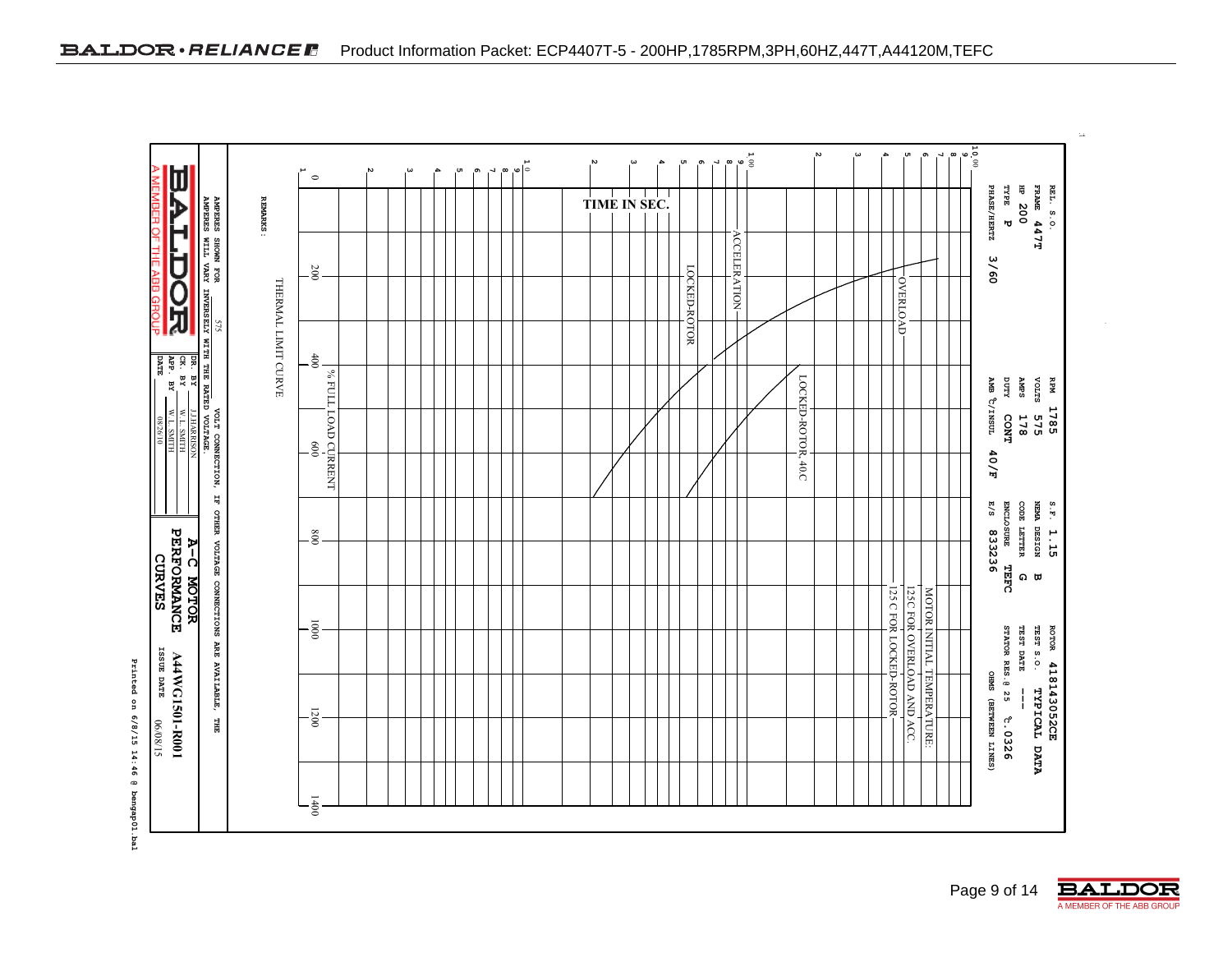# Product Information Packet: ECP4407T-5 - 200HP,1785RPM,3PH,60HZ,447T,A44120M,TEFC

| | | | | | |
|---|---|---|---|---|---|
| REL. S.O. | | RPM | 1785 | S.F. | 1.15 |
| FRAME | 447T | VOLTS | 575 | NEMA DESIGN | B |
| HP | 200 | AMPS | 178 | CODE LETTER | G |
| TYPE | P | DUTY | CONT | ENCLOSURE | TEFC |
| PHASE/HERTZ | 3/60 | AMB °C/INSUL | 40/F | E/S | 833236 |

| | |
|---|---|
| ROTOR | 418143052CE |
| TEST S.O. | TYPICAL DATA |
| TEST DATE | --- |
| STATOR RES.@ 25 °C | .0326 OHMS (BETWEEN LINES) |

TIME IN SEC.

ACCELERATION

LOCKED-ROTOR

OVERLOAD

LOCKED-ROTOR, 40.C

MOTOR INITIAL TEMPERATURE:
125C FOR OVERLOAD AND ACC.
125 C FOR LOCKED-ROTOR

% FULL LOAD CURRENT

THERMAL LIMIT CURVE

REMARKS:

AMPERES SHOWN FOR 575 VOLT CONNECTION, IF OTHER VOLTAGE CONNECTIONS ARE AVAILABLE, THE AMPERES WILL VARY INVERSELY WITH THE RATED VOLTAGE.

| | | |
|---|---|---|
| DR. BY | J.HARRISON | A-C MOTOR PERFORMANCE CURVES |
| CK. BY | W. L. SMITH | A44WG1501-R001 |
| APP. BY | W. L. SMITH | ISSUE DATE 06/08/15 |
| DATE | 08/26/10 | |

BALDOR A MEMBER OF THE ABB GROUP

Printed on 6/8/15 14:46 @ bengap01.bal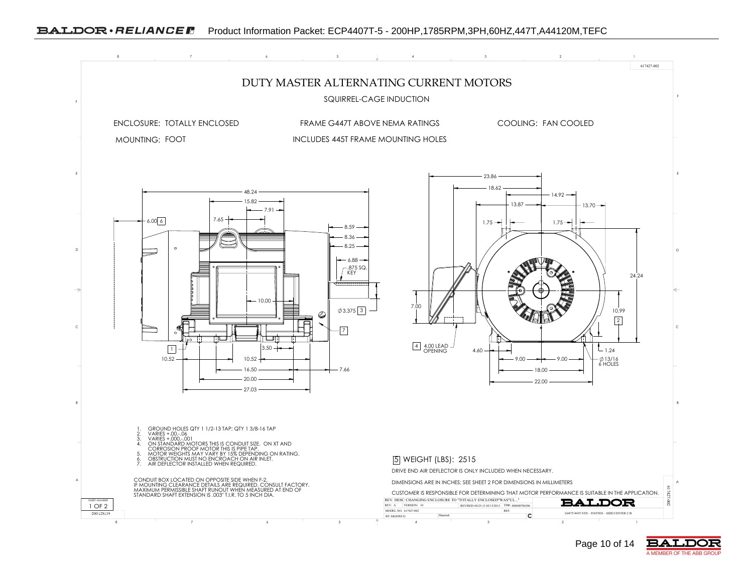# DUTY MASTER ALTERNATING CURRENT MOTORS

SQUIRREL-CAGE INDUCTION

ENCLOSURE: TOTALLY ENCLOSED

FRAME G447T ABOVE NEMA RATINGS

COOLING: FAN COOLED

MOUNTING: FOOT

INCLUDES 445T FRAME MOUNTING HOLES

1. GROUND HOLES QTY 1 1/2-13 TAP; QTY 1 3/8-16 TAP
2. VARIES +.00,-.06
3. VARIES +.000,-.001
4. ON STANDARD MOTORS THIS IS CONDUIT SIZE. ON XT AND CORROSION PROOF MOTOR THIS IS PIPE TAP.
5. MOTOR WEIGHTS MAY VARY BY 15% DEPENDING ON RATING.
6. OBSTRUCTION MUST NO ENCROACH ON AIR INLET.
7. AIR DEFLECTOR INSTALLED WHEN REQUIRED.

CONDUIT BOX LOCATED ON OPPOSITE SIDE WHEN F-2.
IF MOUNTING CLEARANCE DETAILS ARE REQUIRED, CONSULT FACTORY.
MAXIMUM PERMISSIBLE SHAFT RUNOUT WHEN MEASURED AT END OF STANDARD SHAFT EXTENSION IS .003" T.I.R. TO 5 INCH DIA.

5 WEIGHT (LBS): 2515

DRIVE END AIR DEFLECTOR IS ONLY INCLUDED WHEN NECESSARY.

DIMENSIONS ARE IN INCHES; SEE SHEET 2 FOR DIMENSIONS IN MILLIMETERS

CUSTOMER IS RESPONSIBLE FOR DETERMINING THAT MOTOR PERFORMANCE IS SUITABLE IN THE APPLICATION.

SHEET NUMBER 1 OF 2

617427-002

REV. DESC: CHANGING ENCLOSURE TO "TOTALLY ENCLOSED"WAS"UL..."
REV: A VERSION: 01 REVISED: 08:25:13 02/15/2013 TDR: 0000007863​06
MODEL NO. 617427-002 REF:
BY: MGHWCG Material: C

BALDOR

G447T/445T STD – FOOTED – SIDE/CENTER C/B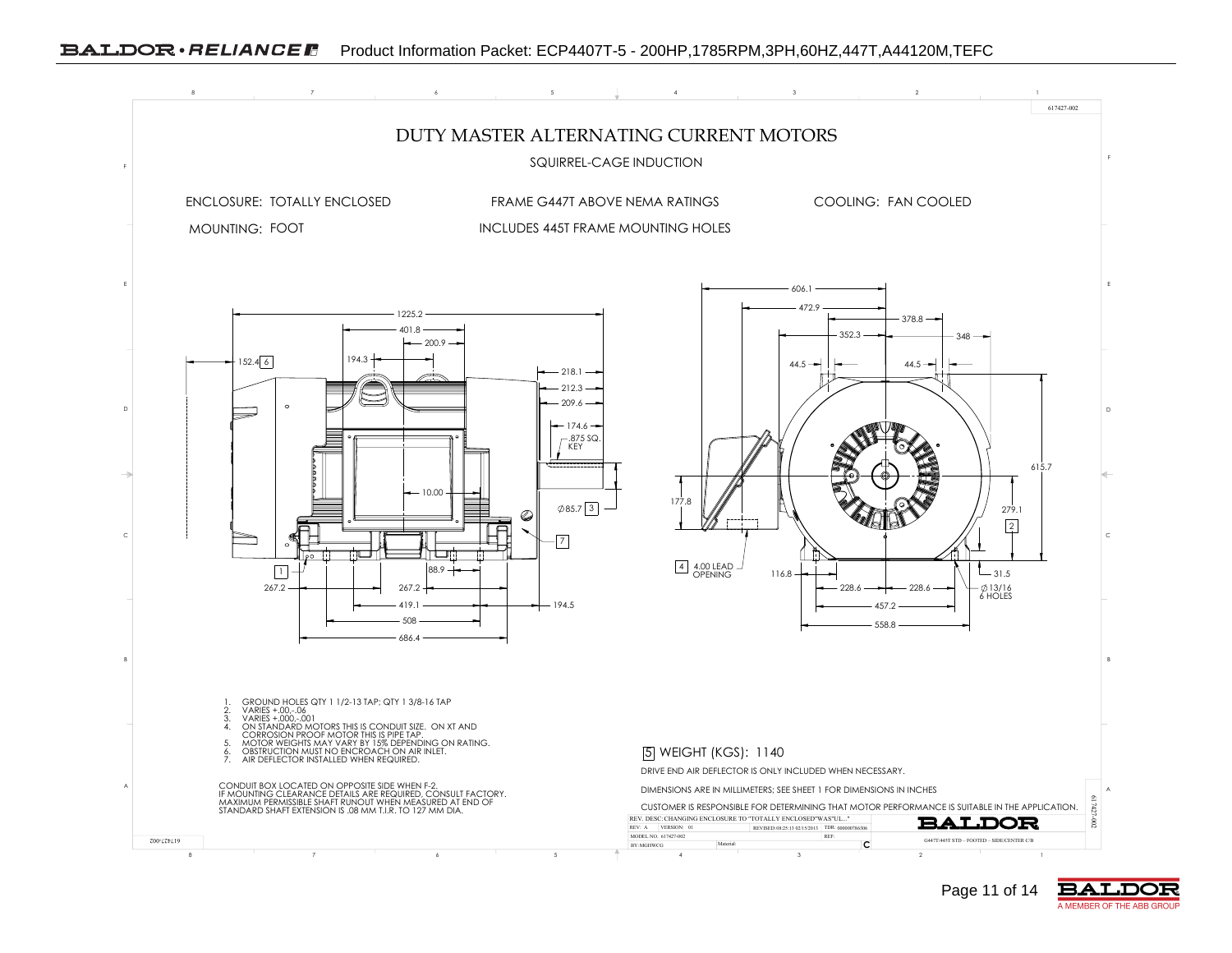617427-002

# DUTY MASTER ALTERNATING CURRENT MOTORS

## SQUIRREL-CAGE INDUCTION

ENCLOSURE: TOTALLY ENCLOSED

FRAME G447T ABOVE NEMA RATINGS

COOLING: FAN COOLED

MOUNTING: FOOT

INCLUDES 445T FRAME MOUNTING HOLES

1225.2 | 401.8 | 200.9 | 194.3 | 152.4 [6] | 218.1 | 212.3 | 209.6 | 174.6 | .875 SQ. KEY | 10.00 | ∅85.7 [3] | [7] | [1] | 88.9 | 267.2 | 267.2 | 419.1 | 194.5 | 508 | 686.4

606.1 | 472.9 | 378.8 | 352.3 | 348 | 44.5 | 44.5 | 615.7 | 177.8 | 279.1 [2] | [4] 4.00 LEAD OPENING | 116.8 | 228.6 | 228.6 | 31.5 | ∅13/16 6 HOLES | 457.2 | 558.8

1. GROUND HOLES QTY 1 1/2-13 TAP; QTY 1 3/8-16 TAP
2. VARIES +.00,-.06
3. VARIES +.000,-.001
4. ON STANDARD MOTORS THIS IS CONDUIT SIZE. ON XT AND CORROSION PROOF MOTOR THIS IS PIPE TAP.
5. MOTOR WEIGHTS MAY VARY BY 15% DEPENDING ON RATING.
6. OBSTRUCTION MUST NO ENCROACH ON AIR INLET.
7. AIR DEFLECTOR INSTALLED WHEN REQUIRED.

CONDUIT BOX LOCATED ON OPPOSITE SIDE WHEN F-2.
IF MOUNTING CLEARANCE DETAILS ARE REQUIRED, CONSULT FACTORY.
MAXIMUM PERMISSIBLE SHAFT RUNOUT WHEN MEASURED AT END OF STANDARD SHAFT EXTENSION IS .08 MM T.I.R. TO 127 MM DIA.

[5] WEIGHT (KGS): 1140

DRIVE END AIR DEFLECTOR IS ONLY INCLUDED WHEN NECESSARY.

DIMENSIONS ARE IN MILLIMETERS; SEE SHEET 1 FOR DIMENSIONS IN INCHES

CUSTOMER IS RESPONSIBLE FOR DETERMINING THAT MOTOR PERFORMANCE IS SUITABLE IN THE APPLICATION.

REV. DESC: CHANGING ENCLOSURE TO "TOTALLY ENCLOSED"WAS"UL..."
REV: A VERSION: 01 REVISED: 08:25:13 02/15/2013 TDR: 0000007B6306
MODEL NO. 617427-002 REF:
BY: MGHWCG Material: C

BALDOR

G447T/445T STD – FOOTED – SIDE/CENTER C/B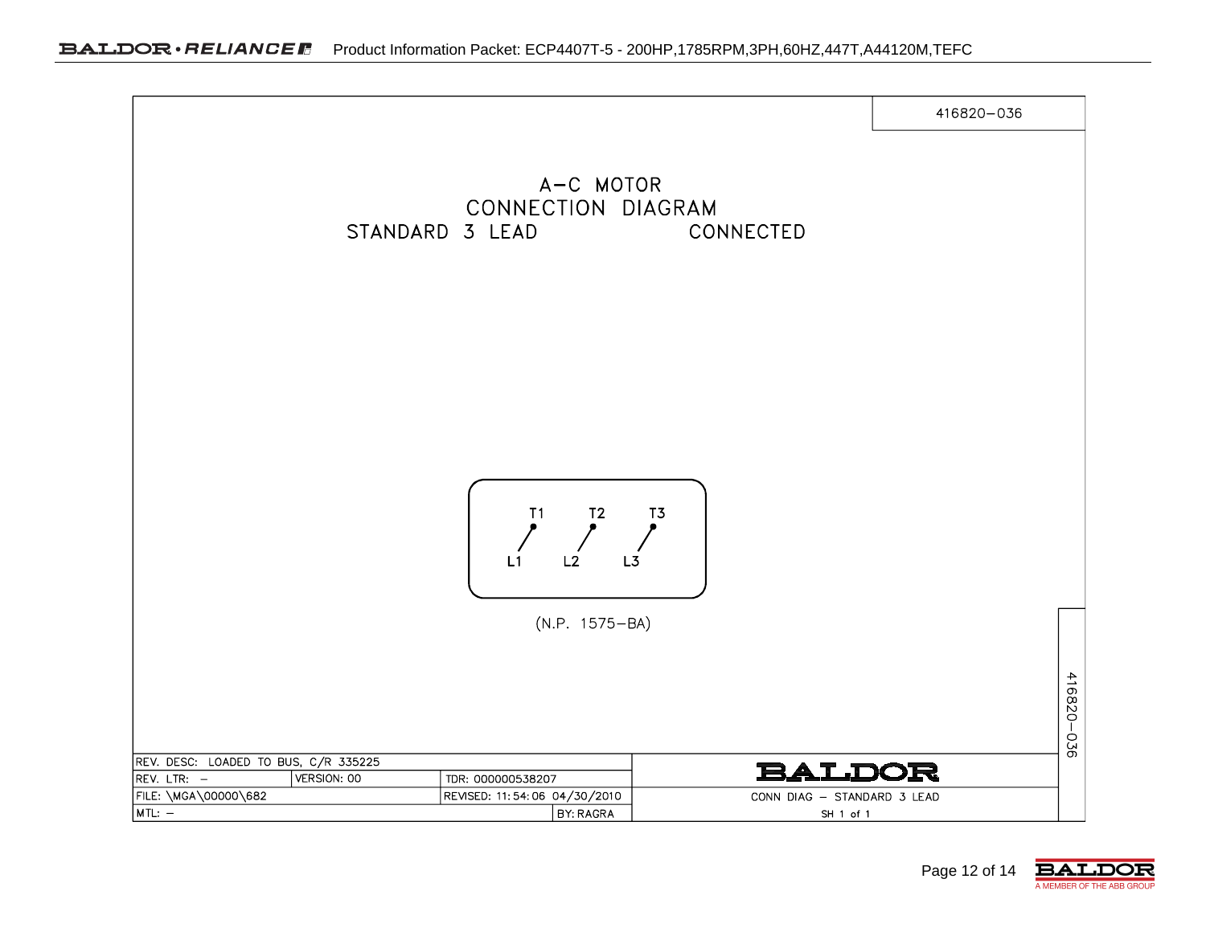416820-036

# A-C MOTOR
# CONNECTION DIAGRAM

STANDARD 3 LEAD CONNECTED

T1 T2 T3

L1 L2 L3

(N.P. 1575-BA)

416820-036

| REV. DESC: LOADED TO BUS, C/R 335225 | | | | BALDOR |
|---|---|---|---|---|
| REV. LTR: - | VERSION: 00 | TDR: 000000538207 | | |
| FILE: \MGA\00000\682 | | REVISED: 11:54:06 04/30/2010 | | CONN DIAG - STANDARD 3 LEAD |
| MTL: - | | | BY: RAGRA | SH 1 of 1 |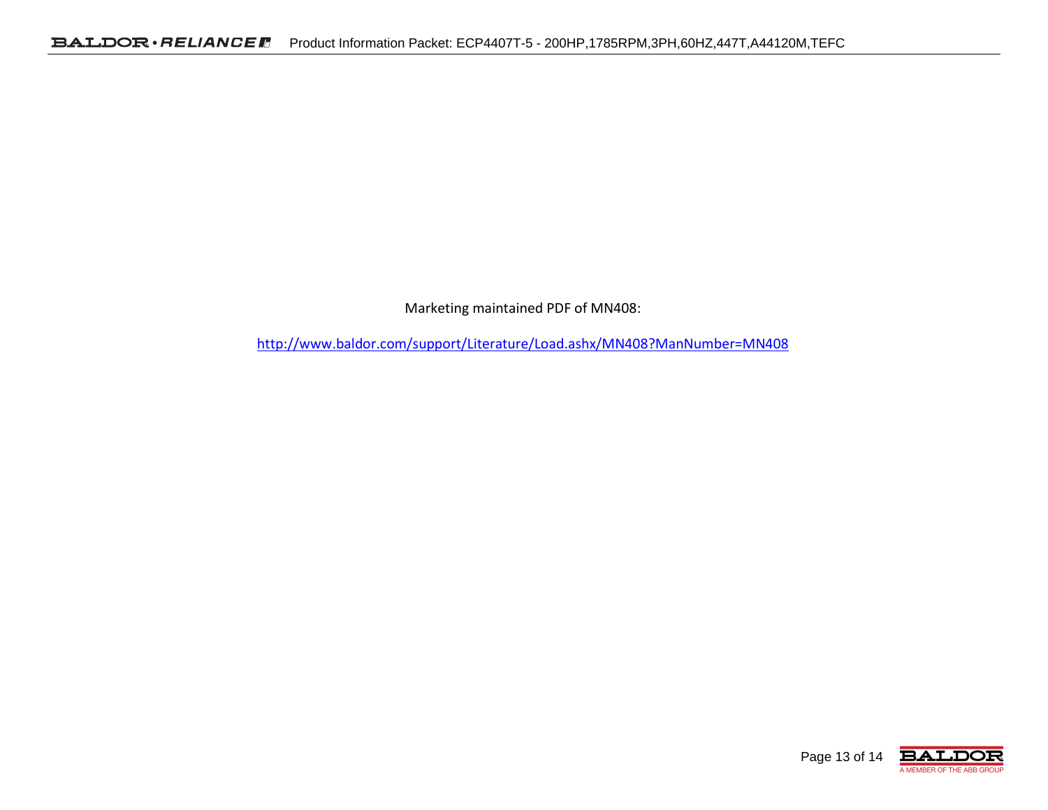Marketing maintained PDF of MN408:

http://www.baldor.com/support/Literature/Load.ashx/MN408?ManNumber=MN408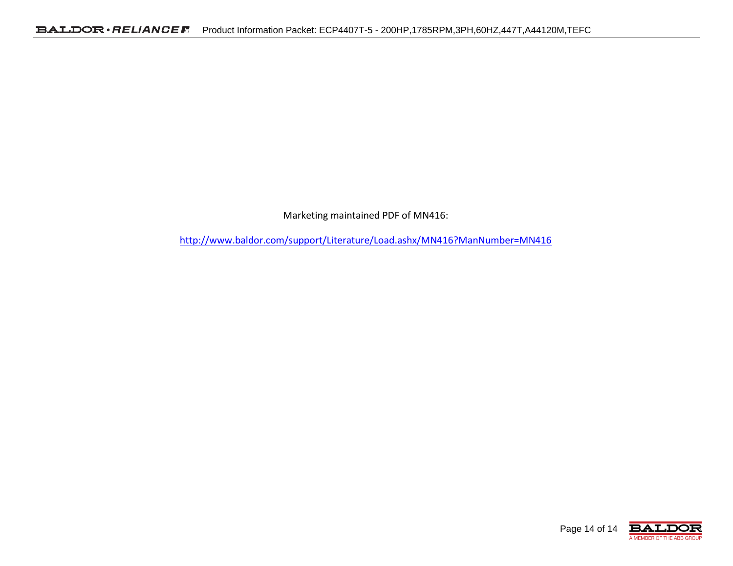Marketing maintained PDF of MN416:

http://www.baldor.com/support/Literature/Load.ashx/MN416?ManNumber=MN416